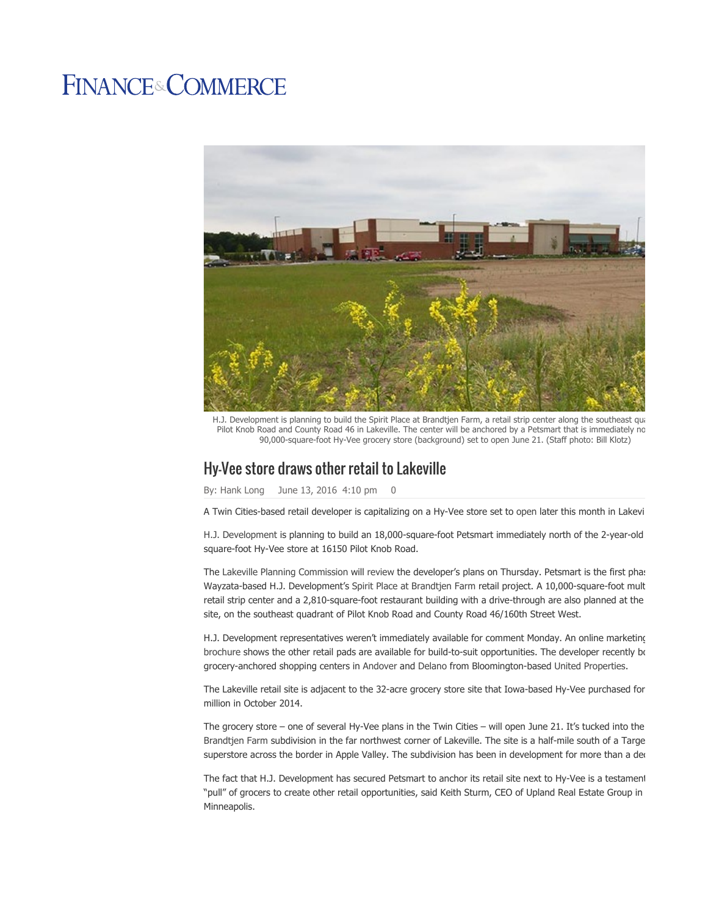# FINANCE & COMMERCE

H.J. Development is planning to build the Spirit Place at Brandtjen Farm, a retail strip center along the southeast qua Pilot Knob Road and County Road 46 in Lakeville. The center will be anchored by a Petsmart that is immediately no 90,000-square-foot Hy-Vee grocery store (background) set to open June 21. (Staff photo: Bill Klotz)

## Hy-Vee store draws other retail to Lakeville

By: Hank Long June 13, 2016 4:10 pm 0

A Twin Cities-based retail developer is capitalizing on a Hy-Vee store set to open later this month in Lakevi

H.J. Development is planning to build an 18,000-square-foot Petsmart immediately north of the 2-year-old square-foot Hy-Vee store at 16150 Pilot Knob Road.

The Lakeville Planning Commission will review the developer's plans on Thursday. Petsmart is the first phas Wayzata-based H.J. Development's Spirit Place at Brandtjen Farm retail project. A 10,000-square-foot mult retail strip center and a 2,810-square-foot restaurant building with a drive-through are also planned at the site, on the southeast quadrant of Pilot Knob Road and County Road 46/160th Street West.

H.J. Development representatives weren't immediately available for comment Monday. An online marketing brochure shows the other retail pads are available for build-to-suit opportunities. The developer recently bo grocery-anchored shopping centers in Andover and Delano from Bloomington-based United Properties.

The Lakeville retail site is adjacent to the 32-acre grocery store site that Iowa-based Hy-Vee purchased for million in October 2014.

The grocery store – one of several Hy-Vee plans in the Twin Cities – will open June 21. It's tucked into the Brandtjen Farm subdivision in the far northwest corner of Lakeville. The site is a half-mile south of a Targe superstore across the border in Apple Valley. The subdivision has been in development for more than a dec

The fact that H.J. Development has secured Petsmart to anchor its retail site next to Hy-Vee is a testament "pull" of grocers to create other retail opportunities, said Keith Sturm, CEO of Upland Real Estate Group in Minneapolis.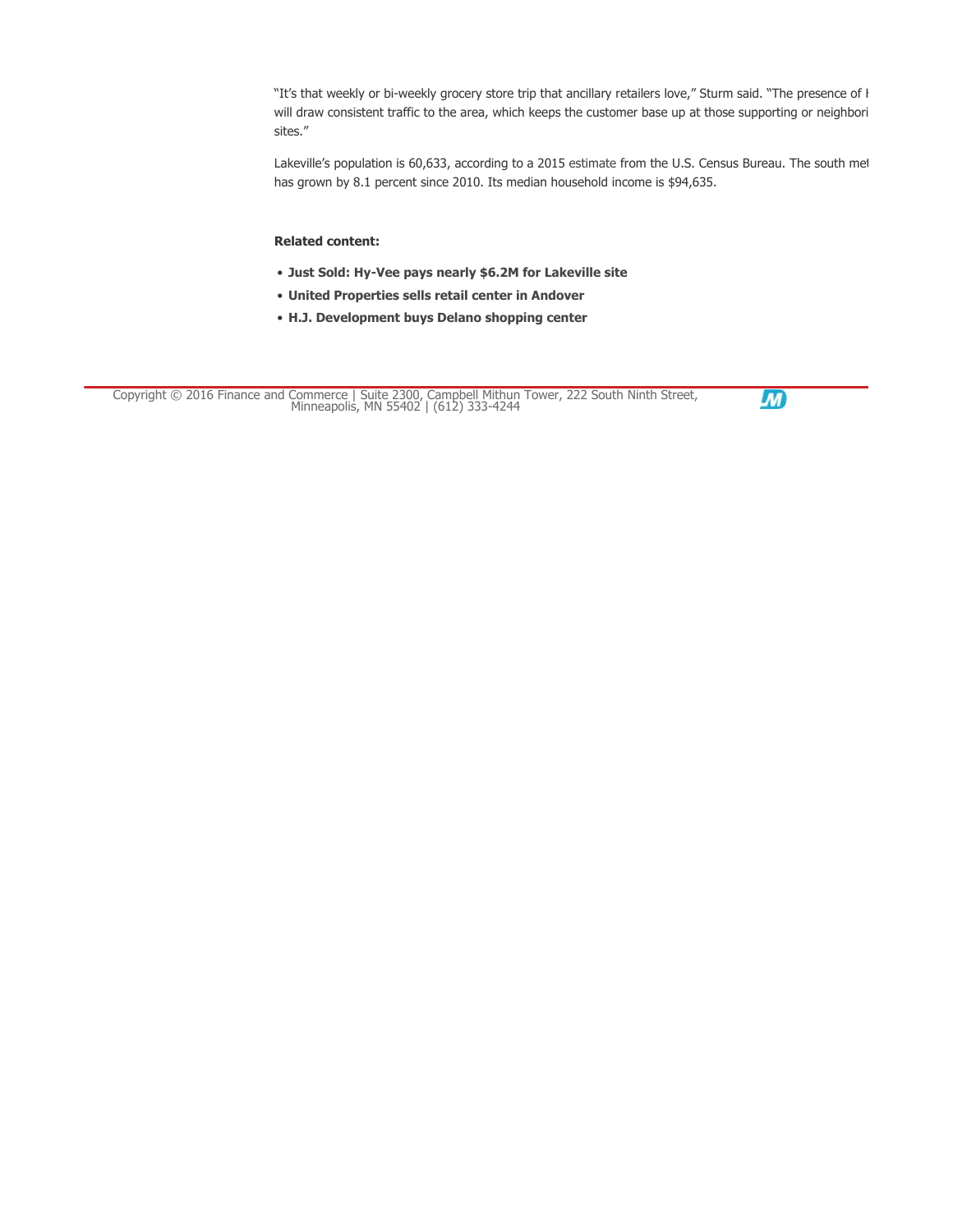"It's that weekly or bi-weekly grocery store trip that ancillary retailers love," Sturm said. "The presence of H will draw consistent traffic to the area, which keeps the customer base up at those supporting or neighbori sites."

Lakeville's population is 60,633, according to a 2015 estimate from the U.S. Census Bureau. The south met has grown by 8.1 percent since 2010. Its median household income is $94,635.

**Related content:**

- **Just Sold: Hy-Vee pays nearly $6.2M for Lakeville site**
- **United Properties sells retail center in Andover**
- **H.J. Development buys Delano shopping center**

Copyright © 2016 Finance and Commerce | Suite 2300, Campbell Mithun Tower, 222 South Ninth Street, Minneapolis, MN 55402 | (612) 333-4244